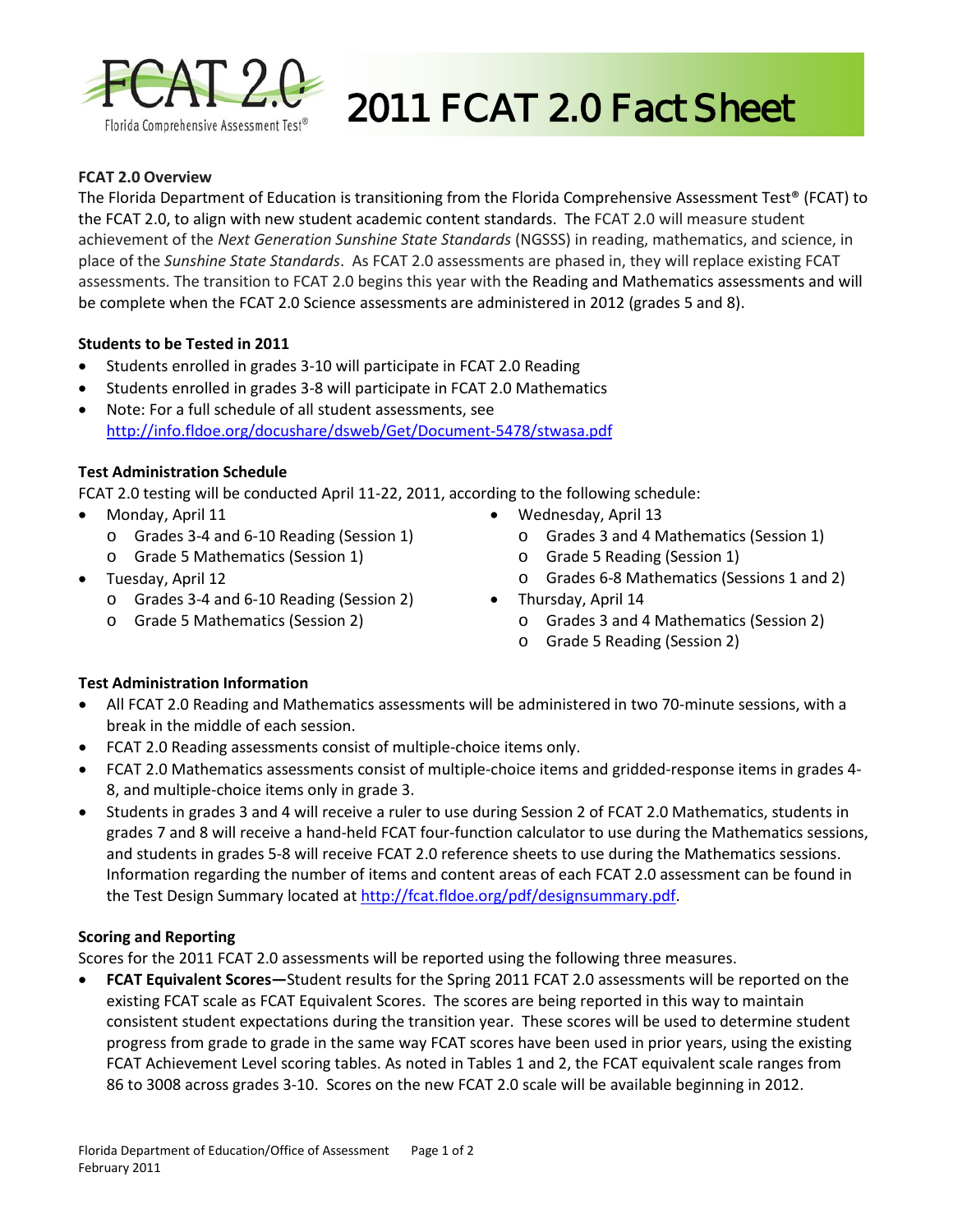# 2011 FCAT 2.0 Fact Sheet

### FCAT 2.0 Overview

The Florida Department of Education is transitioning from the Florida Comprehensive Assessment Test® (FCAT) to the FCAT 2.0, to align with new student academic content standards. The FCAT 2.0 will measure student achievement of the *Next Generation Sunshine State Standards* (NGSSS) in reading, mathematics, and science, in place of the *Sunshine State Standards*. As FCAT 2.0 assessments are phased in, they will replace existing FCAT assessments. The transition to FCAT 2.0 begins this year with the Reading and Mathematics assessments and will be complete when the FCAT 2.0 Science assessments are administered in 2012 (grades 5 and 8).

### Students to be Tested in 2011

- Students enrolled in grades 3-10 will participate in FCAT 2.0 Reading
- Students enrolled in grades 3-8 will participate in FCAT 2.0 Mathematics
- Note: For a full schedule of all student assessments, see http://info.fldoe.org/docushare/dsweb/Get/Document-5478/stwasa.pdf

### Test Administration Schedule

FCAT 2.0 testing will be conducted April 11-22, 2011, according to the following schedule:

- Monday, April 11
  - Grades 3-4 and 6-10 Reading (Session 1)
  - Grade 5 Mathematics (Session 1)
- Tuesday, April 12
  - Grades 3-4 and 6-10 Reading (Session 2)
  - Grade 5 Mathematics (Session 2)
- Wednesday, April 13
  - Grades 3 and 4 Mathematics (Session 1)
  - Grade 5 Reading (Session 1)
  - Grades 6-8 Mathematics (Sessions 1 and 2)
- Thursday, April 14
  - Grades 3 and 4 Mathematics (Session 2)
  - Grade 5 Reading (Session 2)

### Test Administration Information

- All FCAT 2.0 Reading and Mathematics assessments will be administered in two 70-minute sessions, with a break in the middle of each session.
- FCAT 2.0 Reading assessments consist of multiple-choice items only.
- FCAT 2.0 Mathematics assessments consist of multiple-choice items and gridded-response items in grades 4-8, and multiple-choice items only in grade 3.
- Students in grades 3 and 4 will receive a ruler to use during Session 2 of FCAT 2.0 Mathematics, students in grades 7 and 8 will receive a hand-held FCAT four-function calculator to use during the Mathematics sessions, and students in grades 5-8 will receive FCAT 2.0 reference sheets to use during the Mathematics sessions. Information regarding the number of items and content areas of each FCAT 2.0 assessment can be found in the Test Design Summary located at http://fcat.fldoe.org/pdf/designsummary.pdf.

### Scoring and Reporting

Scores for the 2011 FCAT 2.0 assessments will be reported using the following three measures.

- **FCAT Equivalent Scores—**Student results for the Spring 2011 FCAT 2.0 assessments will be reported on the existing FCAT scale as FCAT Equivalent Scores. The scores are being reported in this way to maintain consistent student expectations during the transition year. These scores will be used to determine student progress from grade to grade in the same way FCAT scores have been used in prior years, using the existing FCAT Achievement Level scoring tables. As noted in Tables 1 and 2, the FCAT equivalent scale ranges from 86 to 3008 across grades 3-10. Scores on the new FCAT 2.0 scale will be available beginning in 2012.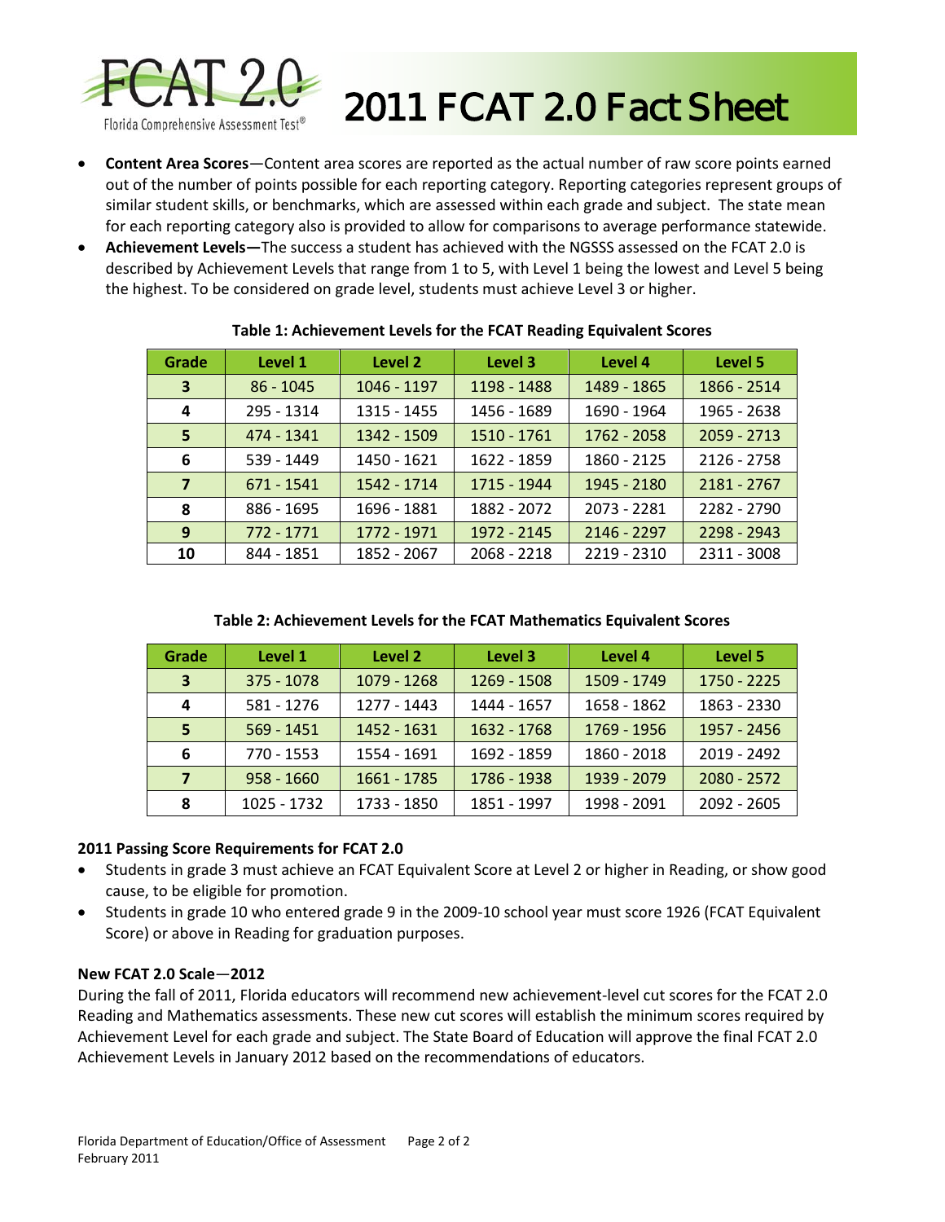# 2011 FCAT 2.0 Fact Sheet

- **Content Area Scores**—Content area scores are reported as the actual number of raw score points earned out of the number of points possible for each reporting category. Reporting categories represent groups of similar student skills, or benchmarks, which are assessed within each grade and subject. The state mean for each reporting category also is provided to allow for comparisons to average performance statewide.
- **Achievement Levels—**The success a student has achieved with the NGSSS assessed on the FCAT 2.0 is described by Achievement Levels that range from 1 to 5, with Level 1 being the lowest and Level 5 being the highest. To be considered on grade level, students must achieve Level 3 or higher.

**Table 1: Achievement Levels for the FCAT Reading Equivalent Scores**

| Grade | Level 1 | Level 2 | Level 3 | Level 4 | Level 5 |
|---|---|---|---|---|---|
| 3 | 86 - 1045 | 1046 - 1197 | 1198 - 1488 | 1489 - 1865 | 1866 - 2514 |
| 4 | 295 - 1314 | 1315 - 1455 | 1456 - 1689 | 1690 - 1964 | 1965 - 2638 |
| 5 | 474 - 1341 | 1342 - 1509 | 1510 - 1761 | 1762 - 2058 | 2059 - 2713 |
| 6 | 539 - 1449 | 1450 - 1621 | 1622 - 1859 | 1860 - 2125 | 2126 - 2758 |
| 7 | 671 - 1541 | 1542 - 1714 | 1715 - 1944 | 1945 - 2180 | 2181 - 2767 |
| 8 | 886 - 1695 | 1696 - 1881 | 1882 - 2072 | 2073 - 2281 | 2282 - 2790 |
| 9 | 772 - 1771 | 1772 - 1971 | 1972 - 2145 | 2146 - 2297 | 2298 - 2943 |
| 10 | 844 - 1851 | 1852 - 2067 | 2068 - 2218 | 2219 - 2310 | 2311 - 3008 |

**Table 2: Achievement Levels for the FCAT Mathematics Equivalent Scores**

| Grade | Level 1 | Level 2 | Level 3 | Level 4 | Level 5 |
|---|---|---|---|---|---|
| 3 | 375 - 1078 | 1079 - 1268 | 1269 - 1508 | 1509 - 1749 | 1750 - 2225 |
| 4 | 581 - 1276 | 1277 - 1443 | 1444 - 1657 | 1658 - 1862 | 1863 - 2330 |
| 5 | 569 - 1451 | 1452 - 1631 | 1632 - 1768 | 1769 - 1956 | 1957 - 2456 |
| 6 | 770 - 1553 | 1554 - 1691 | 1692 - 1859 | 1860 - 2018 | 2019 - 2492 |
| 7 | 958 - 1660 | 1661 - 1785 | 1786 - 1938 | 1939 - 2079 | 2080 - 2572 |
| 8 | 1025 - 1732 | 1733 - 1850 | 1851 - 1997 | 1998 - 2091 | 2092 - 2605 |

### 2011 Passing Score Requirements for FCAT 2.0

- Students in grade 3 must achieve an FCAT Equivalent Score at Level 2 or higher in Reading, or show good cause, to be eligible for promotion.
- Students in grade 10 who entered grade 9 in the 2009-10 school year must score 1926 (FCAT Equivalent Score) or above in Reading for graduation purposes.

### New FCAT 2.0 Scale—2012

During the fall of 2011, Florida educators will recommend new achievement-level cut scores for the FCAT 2.0 Reading and Mathematics assessments. These new cut scores will establish the minimum scores required by Achievement Level for each grade and subject. The State Board of Education will approve the final FCAT 2.0 Achievement Levels in January 2012 based on the recommendations of educators.